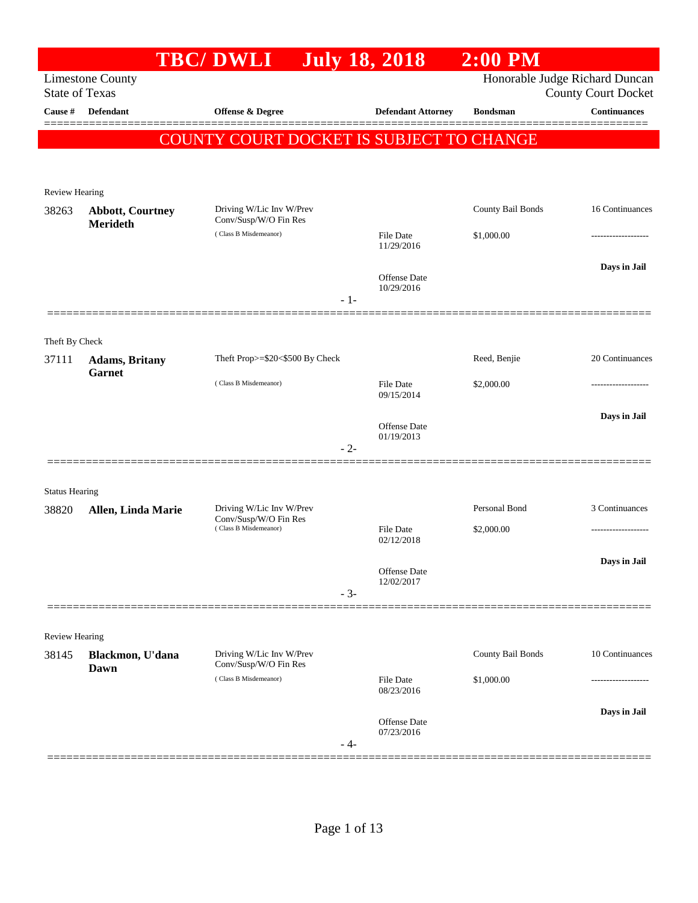# TBC/ DWLI July 18, 2018 2:00 PM

Limestone County
State of Texas

Honorable Judge Richard Duncan
County Court Docket

| Cause # | Defendant | Offense & Degree | Defendant Attorney | Bondsman | Continuances |
|---|---|---|---|---|---|

**COUNTY COURT DOCKET IS SUBJECT TO CHANGE**

---

Review Hearing

| Cause # | Defendant | Offense & Degree | Defendant Attorney | Bondsman | Continuances |
|---|---|---|---|---|---|
| 38263 | **Abbott, Courtney Merideth** | Driving W/Lic Inv W/Prev Conv/Susp/W/O Fin Res (Class B Misdemeanor) | File Date 11/29/2016<br>Offense Date 10/29/2016 | County Bail Bonds<br>$1,000.00 | 16 Continuances<br>-------------------<br>**Days in Jail** |

- 1-

---

Theft By Check

| Cause # | Defendant | Offense & Degree | Defendant Attorney | Bondsman | Continuances |
|---|---|---|---|---|---|
| 37111 | **Adams, Britany Garnet** | Theft Prop>=$20<$500 By Check (Class B Misdemeanor) | File Date 09/15/2014<br>Offense Date 01/19/2013 | Reed, Benjie<br>$2,000.00 | 20 Continuances<br>-------------------<br>**Days in Jail** |

- 2-

---

Status Hearing

| Cause # | Defendant | Offense & Degree | Defendant Attorney | Bondsman | Continuances |
|---|---|---|---|---|---|
| 38820 | **Allen, Linda Marie** | Driving W/Lic Inv W/Prev Conv/Susp/W/O Fin Res (Class B Misdemeanor) | File Date 02/12/2018<br>Offense Date 12/02/2017 | Personal Bond<br>$2,000.00 | 3 Continuances<br>-------------------<br>**Days in Jail** |

- 3-

---

Review Hearing

| Cause # | Defendant | Offense & Degree | Defendant Attorney | Bondsman | Continuances |
|---|---|---|---|---|---|
| 38145 | **Blackmon, U'dana Dawn** | Driving W/Lic Inv W/Prev Conv/Susp/W/O Fin Res (Class B Misdemeanor) | File Date 08/23/2016<br>Offense Date 07/23/2016 | County Bail Bonds<br>$1,000.00 | 10 Continuances<br>-------------------<br>**Days in Jail** |

- 4-

---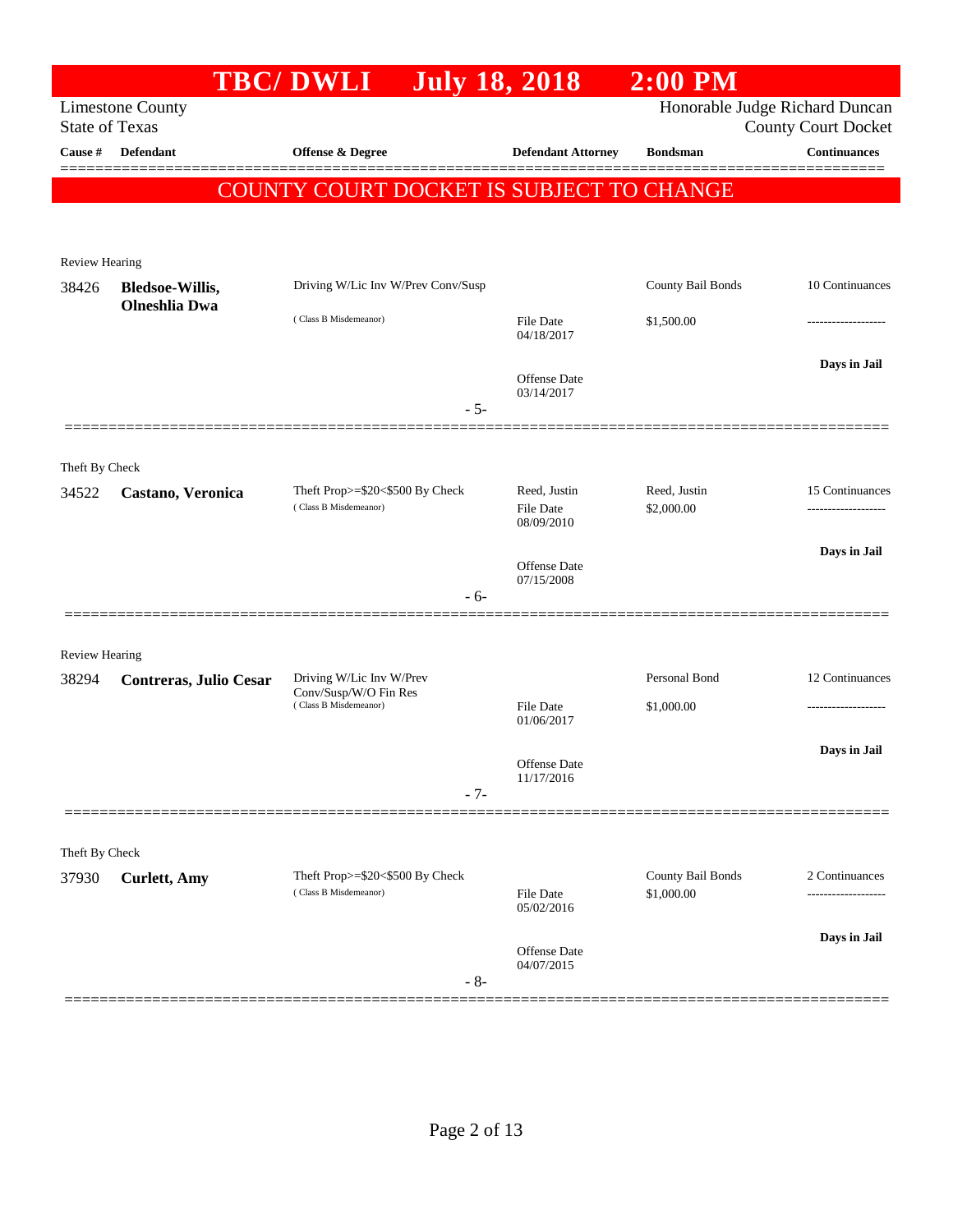# TBC/ DWLI July 18, 2018 2:00 PM

Limestone County
State of Texas

Honorable Judge Richard Duncan
County Court Docket

| Cause # | Defendant | Offense & Degree | Defendant Attorney | Bondsman | Continuances |
|---|---|---|---|---|---|

## COUNTY COURT DOCKET IS SUBJECT TO CHANGE

Review Hearing

| Cause # | Defendant | Offense & Degree | Defendant Attorney | Bondsman | Continuances |
|---|---|---|---|---|---|
| 38426 | **Bledsoe-Willis, Olneshlia Dwa** | Driving W/Lic Inv W/Prev Conv/Susp (Class B Misdemeanor) | File Date 04/18/2017<br>Offense Date 03/14/2017 | County Bail Bonds<br>$1,500.00 | 10 Continuances<br>-------------------<br>**Days in Jail** |

- 5-

Theft By Check

| Cause # | Defendant | Offense & Degree | Defendant Attorney | Bondsman | Continuances |
|---|---|---|---|---|---|
| 34522 | **Castano, Veronica** | Theft Prop>=$20<$500 By Check (Class B Misdemeanor) | Reed, Justin<br>File Date 08/09/2010<br>Offense Date 07/15/2008 | Reed, Justin<br>$2,000.00 | 15 Continuances<br>-------------------<br>**Days in Jail** |

- 6-

Review Hearing

| Cause # | Defendant | Offense & Degree | Defendant Attorney | Bondsman | Continuances |
|---|---|---|---|---|---|
| 38294 | **Contreras, Julio Cesar** | Driving W/Lic Inv W/Prev Conv/Susp/W/O Fin Res (Class B Misdemeanor) | File Date 01/06/2017<br>Offense Date 11/17/2016 | Personal Bond<br>$1,000.00 | 12 Continuances<br>-------------------<br>**Days in Jail** |

- 7-

Theft By Check

| Cause # | Defendant | Offense & Degree | Defendant Attorney | Bondsman | Continuances |
|---|---|---|---|---|---|
| 37930 | **Curlett, Amy** | Theft Prop>=$20<$500 By Check (Class B Misdemeanor) | File Date 05/02/2016<br>Offense Date 04/07/2015 | County Bail Bonds<br>$1,000.00 | 2 Continuances<br>-------------------<br>**Days in Jail** |

- 8-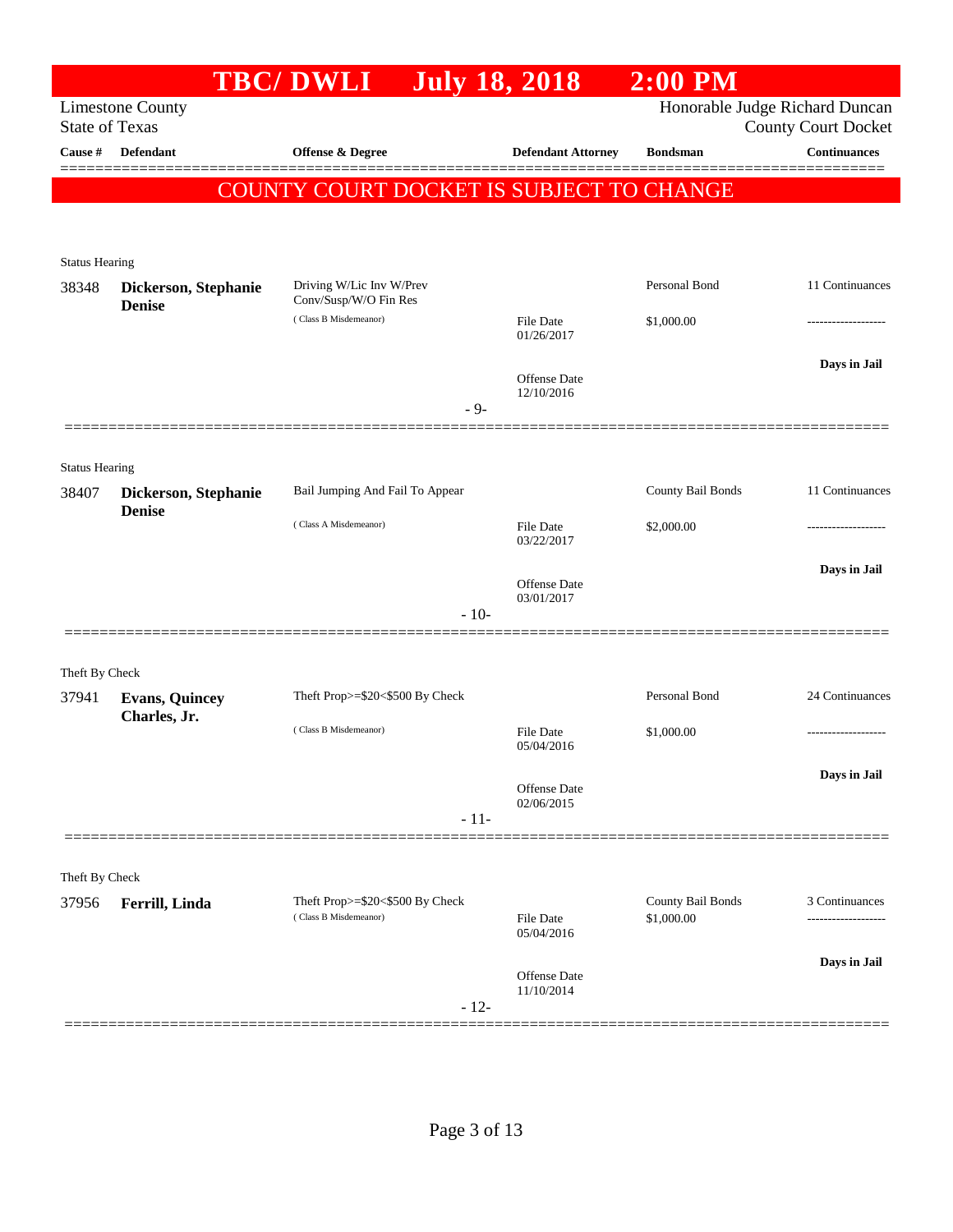# TBC/ DWLI July 18, 2018 2:00 PM

Limestone County
State of Texas

Honorable Judge Richard Duncan
County Court Docket

| Cause # | Defendant | Offense & Degree | Defendant Attorney | Bondsman | Continuances |
|---|---|---|---|---|---|

**COUNTY COURT DOCKET IS SUBJECT TO CHANGE**

Status Hearing

| Cause # | Defendant | Offense & Degree | Defendant Attorney | Bondsman | Continuances |
|---|---|---|---|---|---|
| 38348 | **Dickerson, Stephanie Denise** | Driving W/Lic Inv W/Prev Conv/Susp/W/O Fin Res (Class B Misdemeanor) | File Date 01/26/2017<br>Offense Date 12/10/2016 | Personal Bond<br>$1,000.00 | 11 Continuances<br>-------------------<br>**Days in Jail** |

- 9-

Status Hearing

| Cause # | Defendant | Offense & Degree | Defendant Attorney | Bondsman | Continuances |
|---|---|---|---|---|---|
| 38407 | **Dickerson, Stephanie Denise** | Bail Jumping And Fail To Appear (Class A Misdemeanor) | File Date 03/22/2017<br>Offense Date 03/01/2017 | County Bail Bonds<br>$2,000.00 | 11 Continuances<br>-------------------<br>**Days in Jail** |

- 10-

Theft By Check

| Cause # | Defendant | Offense & Degree | Defendant Attorney | Bondsman | Continuances |
|---|---|---|---|---|---|
| 37941 | **Evans, Quincey Charles, Jr.** | Theft Prop>=$20<$500 By Check (Class B Misdemeanor) | File Date 05/04/2016<br>Offense Date 02/06/2015 | Personal Bond<br>$1,000.00 | 24 Continuances<br>-------------------<br>**Days in Jail** |

- 11-

Theft By Check

| Cause # | Defendant | Offense & Degree | Defendant Attorney | Bondsman | Continuances |
|---|---|---|---|---|---|
| 37956 | **Ferrill, Linda** | Theft Prop>=$20<$500 By Check (Class B Misdemeanor) | File Date 05/04/2016<br>Offense Date 11/10/2014 | County Bail Bonds<br>$1,000.00 | 3 Continuances<br>-------------------<br>**Days in Jail** |

- 12-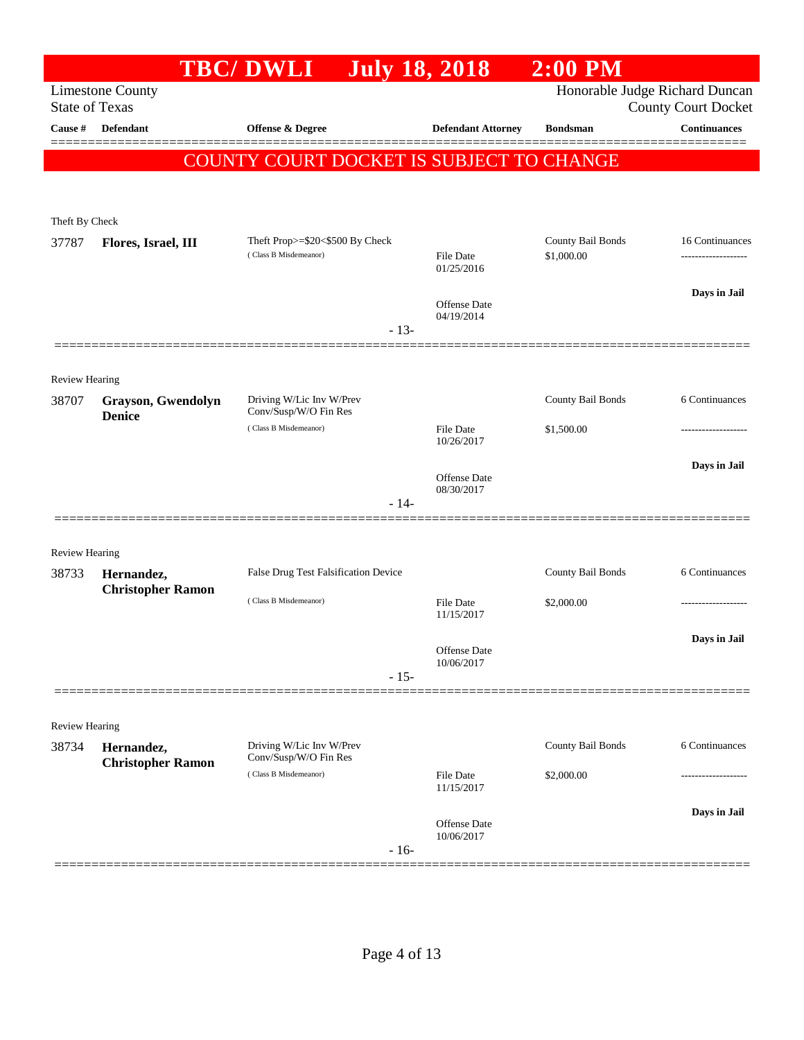# TBC/ DWLI July 18, 2018 2:00 PM

Limestone County
State of Texas

Honorable Judge Richard Duncan
County Court Docket

| Cause # | Defendant | Offense & Degree | Defendant Attorney | Bondsman | Continuances |
|---|---|---|---|---|---|

## COUNTY COURT DOCKET IS SUBJECT TO CHANGE

Theft By Check

| Cause # | Defendant | Offense & Degree | Defendant Attorney | Bondsman | Continuances |
|---|---|---|---|---|---|
| 37787 | **Flores, Israel, III** | Theft Prop>=$20<$500 By Check (Class B Misdemeanor) | File Date 01/25/2016<br>Offense Date 04/19/2014 | County Bail Bonds<br>$1,000.00 | 16 Continuances<br>-------------------<br>**Days in Jail** |

- 13-

Review Hearing

| Cause # | Defendant | Offense & Degree | Defendant Attorney | Bondsman | Continuances |
|---|---|---|---|---|---|
| 38707 | **Grayson, Gwendolyn Denice** | Driving W/Lic Inv W/Prev Conv/Susp/W/O Fin Res (Class B Misdemeanor) | File Date 10/26/2017<br>Offense Date 08/30/2017 | County Bail Bonds<br>$1,500.00 | 6 Continuances<br>-------------------<br>**Days in Jail** |

- 14-

Review Hearing

| Cause # | Defendant | Offense & Degree | Defendant Attorney | Bondsman | Continuances |
|---|---|---|---|---|---|
| 38733 | **Hernandez, Christopher Ramon** | False Drug Test Falsification Device (Class B Misdemeanor) | File Date 11/15/2017<br>Offense Date 10/06/2017 | County Bail Bonds<br>$2,000.00 | 6 Continuances<br>-------------------<br>**Days in Jail** |

- 15-

Review Hearing

| Cause # | Defendant | Offense & Degree | Defendant Attorney | Bondsman | Continuances |
|---|---|---|---|---|---|
| 38734 | **Hernandez, Christopher Ramon** | Driving W/Lic Inv W/Prev Conv/Susp/W/O Fin Res (Class B Misdemeanor) | File Date 11/15/2017<br>Offense Date 10/06/2017 | County Bail Bonds<br>$2,000.00 | 6 Continuances<br>-------------------<br>**Days in Jail** |

- 16-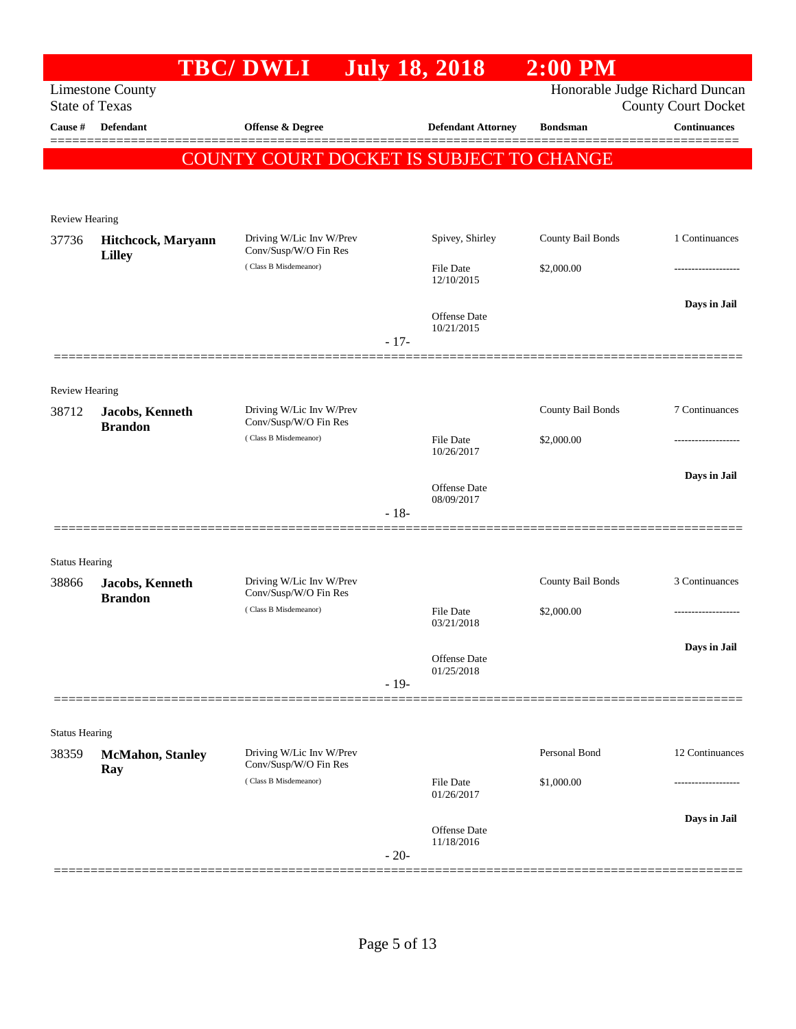# TBC/ DWLI July 18, 2018 2:00 PM

Limestone County
State of Texas

Honorable Judge Richard Duncan
County Court Docket

| Cause # | Defendant | Offense & Degree | Defendant Attorney | Bondsman | Continuances |
|---|---|---|---|---|---|

**COUNTY COURT DOCKET IS SUBJECT TO CHANGE**

Review Hearing

| Cause # | Defendant | Offense & Degree | Defendant Attorney | Bondsman | Continuances |
|---|---|---|---|---|---|
| 37736 | **Hitchcock, Maryann Lilley** | Driving W/Lic Inv W/Prev Conv/Susp/W/O Fin Res (Class B Misdemeanor) | Spivey, Shirley | County Bail Bonds | 1 Continuances |
| | | | File Date 12/10/2015 | $2,000.00 | ------------------- |
| | | | Offense Date 10/21/2015 | | **Days in Jail** |

- 17-

Review Hearing

| Cause # | Defendant | Offense & Degree | Defendant Attorney | Bondsman | Continuances |
|---|---|---|---|---|---|
| 38712 | **Jacobs, Kenneth Brandon** | Driving W/Lic Inv W/Prev Conv/Susp/W/O Fin Res (Class B Misdemeanor) | | County Bail Bonds | 7 Continuances |
| | | | File Date 10/26/2017 | $2,000.00 | ------------------- |
| | | | Offense Date 08/09/2017 | | **Days in Jail** |

- 18-

Status Hearing

| Cause # | Defendant | Offense & Degree | Defendant Attorney | Bondsman | Continuances |
|---|---|---|---|---|---|
| 38866 | **Jacobs, Kenneth Brandon** | Driving W/Lic Inv W/Prev Conv/Susp/W/O Fin Res (Class B Misdemeanor) | | County Bail Bonds | 3 Continuances |
| | | | File Date 03/21/2018 | $2,000.00 | ------------------- |
| | | | Offense Date 01/25/2018 | | **Days in Jail** |

- 19-

Status Hearing

| Cause # | Defendant | Offense & Degree | Defendant Attorney | Bondsman | Continuances |
|---|---|---|---|---|---|
| 38359 | **McMahon, Stanley Ray** | Driving W/Lic Inv W/Prev Conv/Susp/W/O Fin Res (Class B Misdemeanor) | | Personal Bond | 12 Continuances |
| | | | File Date 01/26/2017 | $1,000.00 | ------------------- |
| | | | Offense Date 11/18/2016 | | **Days in Jail** |

- 20-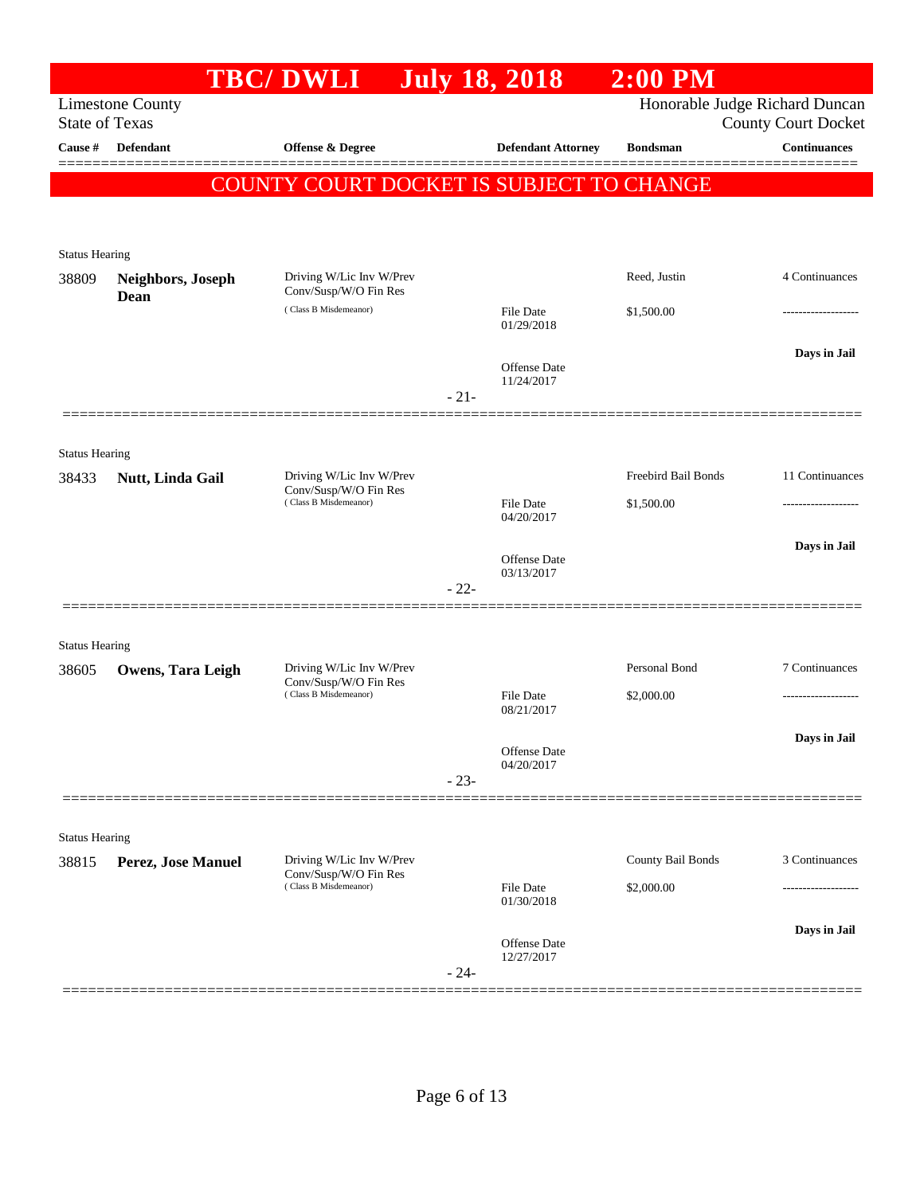# TBC/ DWLI July 18, 2018 2:00 PM

Limestone County
State of Texas

Honorable Judge Richard Duncan
County Court Docket

| Cause # | Defendant | Offense & Degree | Defendant Attorney | Bondsman | Continuances |
|---|---|---|---|---|---|

**COUNTY COURT DOCKET IS SUBJECT TO CHANGE**

Status Hearing

| Cause # | Defendant | Offense & Degree | Defendant Attorney | Bondsman | Continuances |
|---|---|---|---|---|---|
| 38809 | **Neighbors, Joseph Dean** | Driving W/Lic Inv W/Prev Conv/Susp/W/O Fin Res (Class B Misdemeanor) | | Reed, Justin | 4 Continuances |
| | | | File Date 01/29/2018 | $1,500.00 | ------------------- |
| | | | | | **Days in Jail** |
| | | | Offense Date 11/24/2017 | | |

- 21-

Status Hearing

| Cause # | Defendant | Offense & Degree | Defendant Attorney | Bondsman | Continuances |
|---|---|---|---|---|---|
| 38433 | **Nutt, Linda Gail** | Driving W/Lic Inv W/Prev Conv/Susp/W/O Fin Res (Class B Misdemeanor) | | Freebird Bail Bonds | 11 Continuances |
| | | | File Date 04/20/2017 | $1,500.00 | ------------------- |
| | | | | | **Days in Jail** |
| | | | Offense Date 03/13/2017 | | |

- 22-

Status Hearing

| Cause # | Defendant | Offense & Degree | Defendant Attorney | Bondsman | Continuances |
|---|---|---|---|---|---|
| 38605 | **Owens, Tara Leigh** | Driving W/Lic Inv W/Prev Conv/Susp/W/O Fin Res (Class B Misdemeanor) | | Personal Bond | 7 Continuances |
| | | | File Date 08/21/2017 | $2,000.00 | ------------------- |
| | | | | | **Days in Jail** |
| | | | Offense Date 04/20/2017 | | |

- 23-

Status Hearing

| Cause # | Defendant | Offense & Degree | Defendant Attorney | Bondsman | Continuances |
|---|---|---|---|---|---|
| 38815 | **Perez, Jose Manuel** | Driving W/Lic Inv W/Prev Conv/Susp/W/O Fin Res (Class B Misdemeanor) | | County Bail Bonds | 3 Continuances |
| | | | File Date 01/30/2018 | $2,000.00 | ------------------- |
| | | | | | **Days in Jail** |
| | | | Offense Date 12/27/2017 | | |

- 24-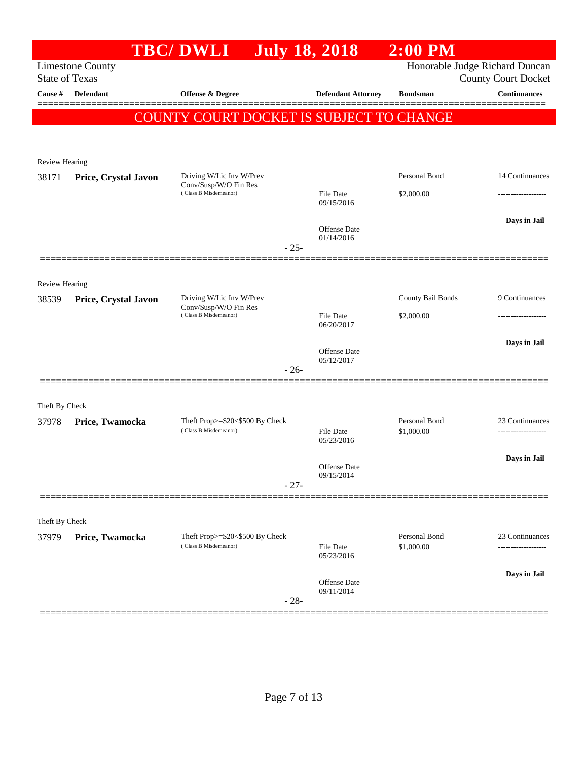# TBC/ DWLI July 18, 2018 2:00 PM

Limestone County
State of Texas

Honorable Judge Richard Duncan
County Court Docket

| Cause # | Defendant | Offense & Degree | Defendant Attorney | Bondsman | Continuances |
|---|---|---|---|---|---|

**COUNTY COURT DOCKET IS SUBJECT TO CHANGE**

---

Review Hearing

| Cause # | Defendant | Offense & Degree | Defendant Attorney | Bondsman | Continuances |
|---|---|---|---|---|---|
| 38171 | **Price, Crystal Javon** | Driving W/Lic Inv W/Prev Conv/Susp/W/O Fin Res (Class B Misdemeanor) | File Date 09/15/2016<br>Offense Date 01/14/2016 | Personal Bond<br>$2,000.00 | 14 Continuances<br>-------------------<br>**Days in Jail** |

- 25-

---

Review Hearing

| Cause # | Defendant | Offense & Degree | Defendant Attorney | Bondsman | Continuances |
|---|---|---|---|---|---|
| 38539 | **Price, Crystal Javon** | Driving W/Lic Inv W/Prev Conv/Susp/W/O Fin Res (Class B Misdemeanor) | File Date 06/20/2017<br>Offense Date 05/12/2017 | County Bail Bonds<br>$2,000.00 | 9 Continuances<br>-------------------<br>**Days in Jail** |

- 26-

---

Theft By Check

| Cause # | Defendant | Offense & Degree | Defendant Attorney | Bondsman | Continuances |
|---|---|---|---|---|---|
| 37978 | **Price, Twamocka** | Theft Prop>=$20<$500 By Check (Class B Misdemeanor) | File Date 05/23/2016<br>Offense Date 09/15/2014 | Personal Bond<br>$1,000.00 | 23 Continuances<br>-------------------<br>**Days in Jail** |

- 27-

---

Theft By Check

| Cause # | Defendant | Offense & Degree | Defendant Attorney | Bondsman | Continuances |
|---|---|---|---|---|---|
| 37979 | **Price, Twamocka** | Theft Prop>=$20<$500 By Check (Class B Misdemeanor) | File Date 05/23/2016<br>Offense Date 09/11/2014 | Personal Bond<br>$1,000.00 | 23 Continuances<br>-------------------<br>**Days in Jail** |

- 28-

---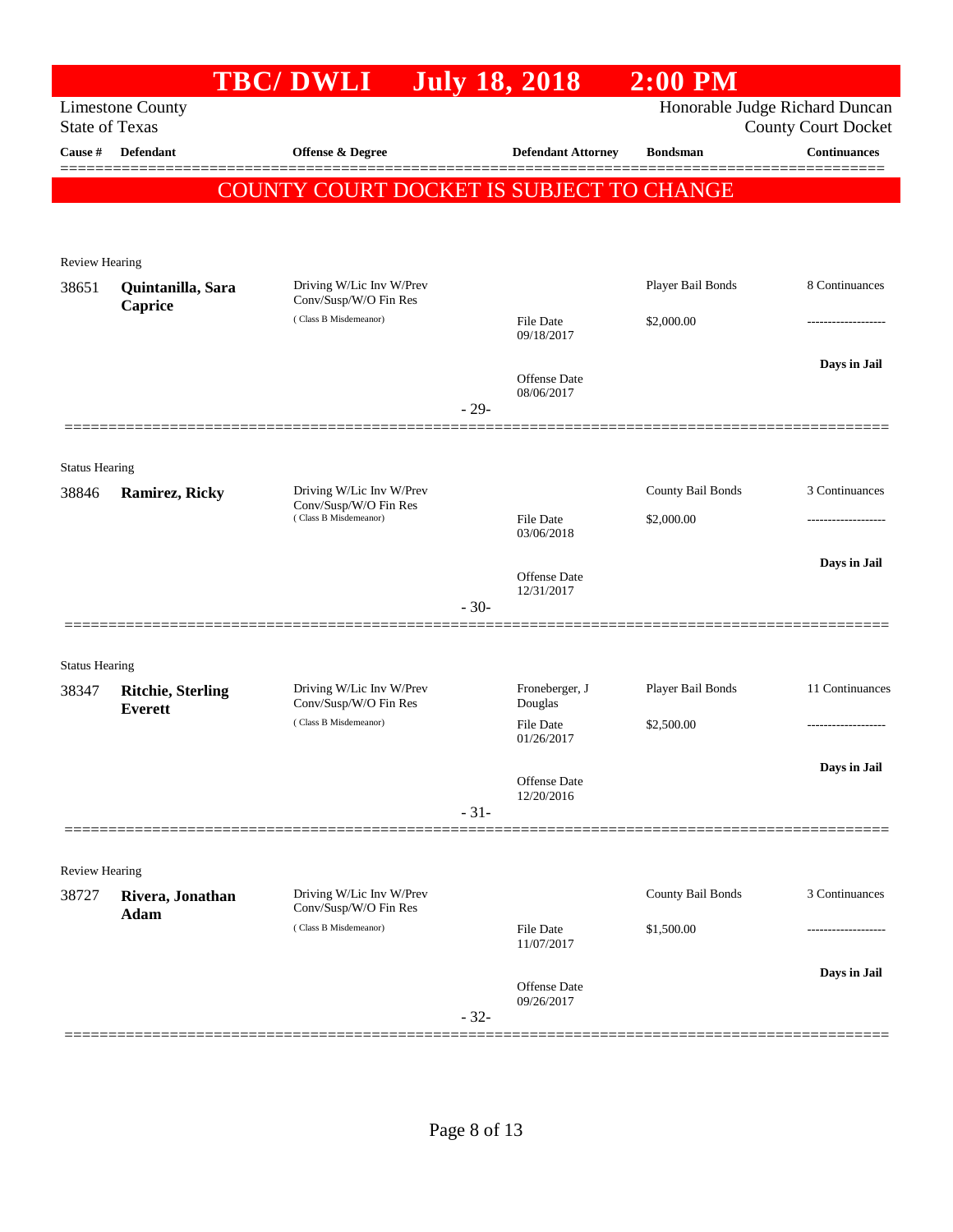# TBC/ DWLI July 18, 2018 2:00 PM

Limestone County
State of Texas

Honorable Judge Richard Duncan
County Court Docket

**COUNTY COURT DOCKET IS SUBJECT TO CHANGE**

| Cause # | Defendant | Offense & Degree | Defendant Attorney | Bondsman | Continuances |
|---|---|---|---|---|---|
| **Review Hearing** | | | | | |
| 38651 | **Quintanilla, Sara Caprice** | Driving W/Lic Inv W/Prev Conv/Susp/W/O Fin Res (Class B Misdemeanor) | File Date 09/18/2017; Offense Date 08/06/2017 | Player Bail Bonds; $2,000.00 | 8 Continuances; ------------------; **Days in Jail** |
| | | | - 29- | | |
| **Status Hearing** | | | | | |
| 38846 | **Ramirez, Ricky** | Driving W/Lic Inv W/Prev Conv/Susp/W/O Fin Res (Class B Misdemeanor) | File Date 03/06/2018; Offense Date 12/31/2017 | County Bail Bonds; $2,000.00 | 3 Continuances; ------------------; **Days in Jail** |
| | | | - 30- | | |
| **Status Hearing** | | | | | |
| 38347 | **Ritchie, Sterling Everett** | Driving W/Lic Inv W/Prev Conv/Susp/W/O Fin Res (Class B Misdemeanor) | Froneberger, J Douglas; File Date 01/26/2017; Offense Date 12/20/2016 | Player Bail Bonds; $2,500.00 | 11 Continuances; ------------------; **Days in Jail** |
| | | | - 31- | | |
| **Review Hearing** | | | | | |
| 38727 | **Rivera, Jonathan Adam** | Driving W/Lic Inv W/Prev Conv/Susp/W/O Fin Res (Class B Misdemeanor) | File Date 11/07/2017; Offense Date 09/26/2017 | County Bail Bonds; $1,500.00 | 3 Continuances; ------------------; **Days in Jail** |
| | | | - 32- | | |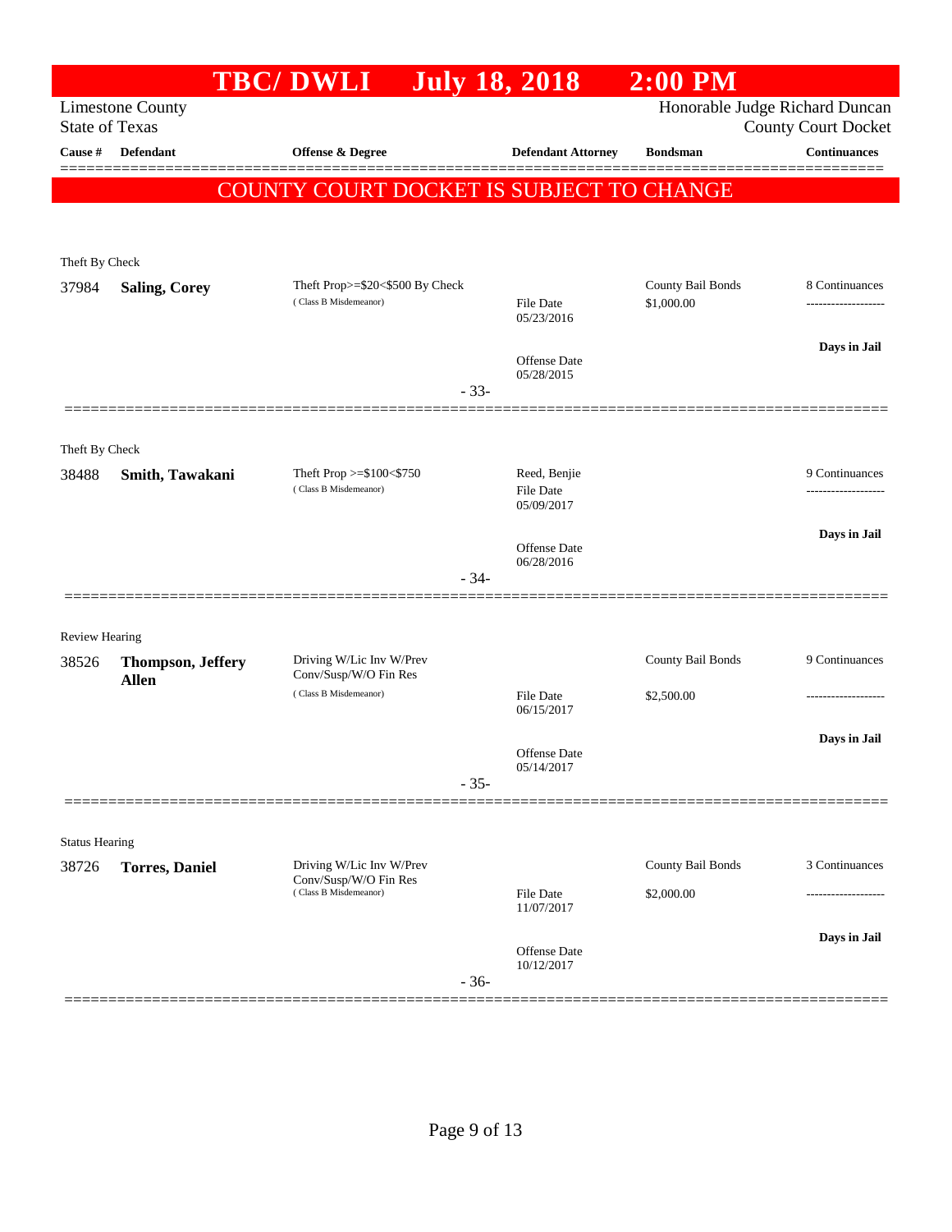# TBC/ DWLI July 18, 2018 2:00 PM

Limestone County
State of Texas

Honorable Judge Richard Duncan
County Court Docket

| Cause # | Defendant | Offense & Degree | Defendant Attorney | Bondsman | Continuances |
|---|---|---|---|---|---|

**COUNTY COURT DOCKET IS SUBJECT TO CHANGE**

Theft By Check

| Cause # | Defendant | Offense & Degree | Defendant Attorney | Bondsman | Continuances |
|---|---|---|---|---|---|
| 37984 | **Saling, Corey** | Theft Prop>=$20<$500 By Check (Class B Misdemeanor) | File Date 05/23/2016 | County Bail Bonds $1,000.00 | 8 Continuances |
| | | | Offense Date 05/28/2015 | | Days in Jail |

- 33-

Theft By Check

| Cause # | Defendant | Offense & Degree | Defendant Attorney | Bondsman | Continuances |
|---|---|---|---|---|---|
| 38488 | **Smith, Tawakani** | Theft Prop >=$100<$750 (Class B Misdemeanor) | Reed, Benjie File Date 05/09/2017 | | 9 Continuances |
| | | | Offense Date 06/28/2016 | | Days in Jail |

- 34-

Review Hearing

| Cause # | Defendant | Offense & Degree | Defendant Attorney | Bondsman | Continuances |
|---|---|---|---|---|---|
| 38526 | **Thompson, Jeffery Allen** | Driving W/Lic Inv W/Prev Conv/Susp/W/O Fin Res (Class B Misdemeanor) | File Date 06/15/2017 | County Bail Bonds $2,500.00 | 9 Continuances |
| | | | Offense Date 05/14/2017 | | Days in Jail |

- 35-

Status Hearing

| Cause # | Defendant | Offense & Degree | Defendant Attorney | Bondsman | Continuances |
|---|---|---|---|---|---|
| 38726 | **Torres, Daniel** | Driving W/Lic Inv W/Prev Conv/Susp/W/O Fin Res (Class B Misdemeanor) | File Date 11/07/2017 | County Bail Bonds $2,000.00 | 3 Continuances |
| | | | Offense Date 10/12/2017 | | Days in Jail |

- 36-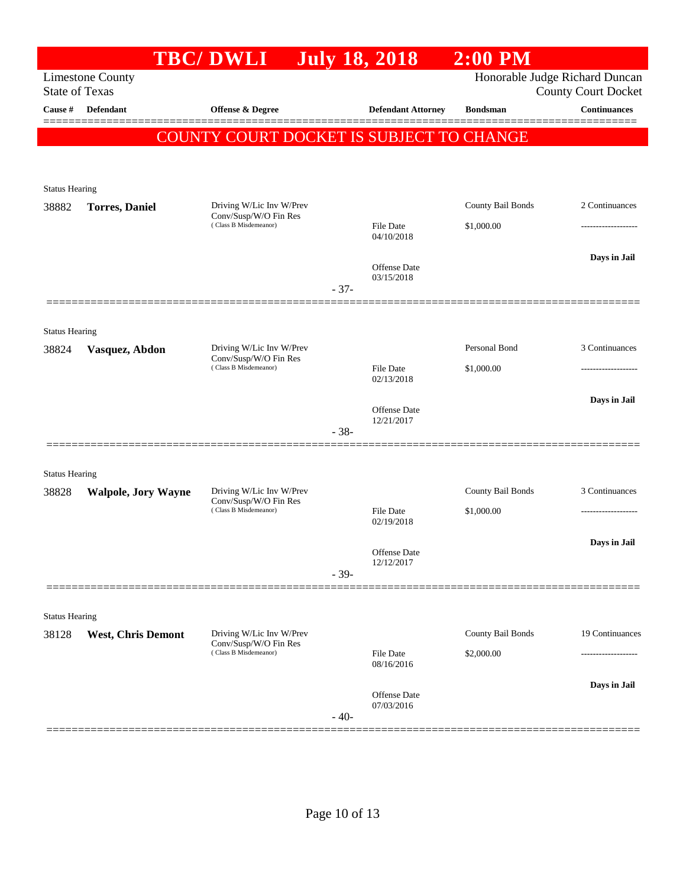# TBC/ DWLI July 18, 2018 2:00 PM

Limestone County
State of Texas

Honorable Judge Richard Duncan
County Court Docket

| Cause # | Defendant | Offense & Degree | Defendant Attorney | Bondsman | Continuances |
|---|---|---|---|---|---|

**COUNTY COURT DOCKET IS SUBJECT TO CHANGE**

Status Hearing

| Cause # | Defendant | Offense & Degree | Defendant Attorney | Bondsman | Continuances |
|---|---|---|---|---|---|
| 38882 | **Torres, Daniel** | Driving W/Lic Inv W/Prev Conv/Susp/W/O Fin Res (Class B Misdemeanor) | File Date 04/10/2018<br>Offense Date 03/15/2018 | County Bail Bonds<br>$1,000.00 | 2 Continuances<br>-------------------<br>**Days in Jail** |

- 37-

Status Hearing

| Cause # | Defendant | Offense & Degree | Defendant Attorney | Bondsman | Continuances |
|---|---|---|---|---|---|
| 38824 | **Vasquez, Abdon** | Driving W/Lic Inv W/Prev Conv/Susp/W/O Fin Res (Class B Misdemeanor) | File Date 02/13/2018<br>Offense Date 12/21/2017 | Personal Bond<br>$1,000.00 | 3 Continuances<br>-------------------<br>**Days in Jail** |

- 38-

Status Hearing

| Cause # | Defendant | Offense & Degree | Defendant Attorney | Bondsman | Continuances |
|---|---|---|---|---|---|
| 38828 | **Walpole, Jory Wayne** | Driving W/Lic Inv W/Prev Conv/Susp/W/O Fin Res (Class B Misdemeanor) | File Date 02/19/2018<br>Offense Date 12/12/2017 | County Bail Bonds<br>$1,000.00 | 3 Continuances<br>-------------------<br>**Days in Jail** |

- 39-

Status Hearing

| Cause # | Defendant | Offense & Degree | Defendant Attorney | Bondsman | Continuances |
|---|---|---|---|---|---|
| 38128 | **West, Chris Demont** | Driving W/Lic Inv W/Prev Conv/Susp/W/O Fin Res (Class B Misdemeanor) | File Date 08/16/2016<br>Offense Date 07/03/2016 | County Bail Bonds<br>$2,000.00 | 19 Continuances<br>-------------------<br>**Days in Jail** |

- 40-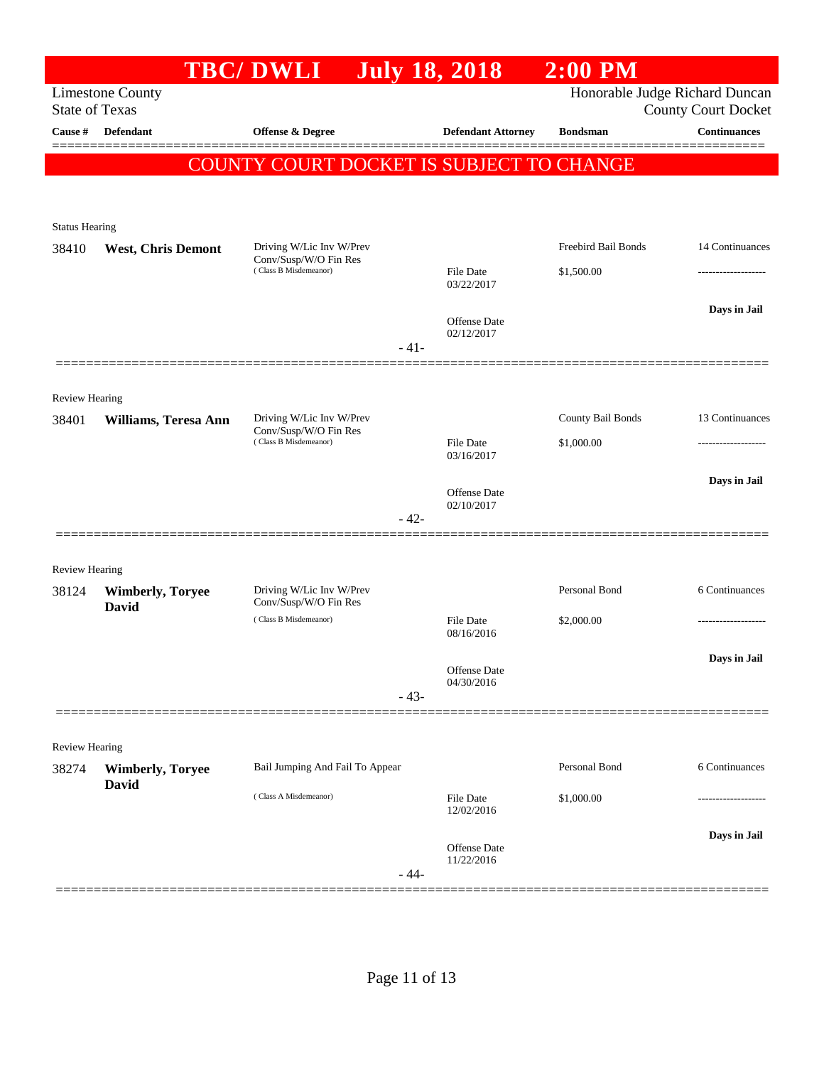# TBC/ DWLI July 18, 2018 2:00 PM

Limestone County
State of Texas

Honorable Judge Richard Duncan
County Court Docket

| Cause # | Defendant | Offense & Degree | Defendant Attorney | Bondsman | Continuances |
|---|---|---|---|---|---|

**COUNTY COURT DOCKET IS SUBJECT TO CHANGE**

Status Hearing

| Cause # | Defendant | Offense & Degree | Defendant Attorney | Bondsman | Continuances |
|---|---|---|---|---|---|
| 38410 | **West, Chris Demont** | Driving W/Lic Inv W/Prev Conv/Susp/W/O Fin Res (Class B Misdemeanor) | File Date 03/22/2017<br>Offense Date 02/12/2017 | Freebird Bail Bonds<br>$1,500.00 | 14 Continuances<br>-------------------<br>**Days in Jail** |

-41-

Review Hearing

| Cause # | Defendant | Offense & Degree | Defendant Attorney | Bondsman | Continuances |
|---|---|---|---|---|---|
| 38401 | **Williams, Teresa Ann** | Driving W/Lic Inv W/Prev Conv/Susp/W/O Fin Res (Class B Misdemeanor) | File Date 03/16/2017<br>Offense Date 02/10/2017 | County Bail Bonds<br>$1,000.00 | 13 Continuances<br>-------------------<br>**Days in Jail** |

-42-

Review Hearing

| Cause # | Defendant | Offense & Degree | Defendant Attorney | Bondsman | Continuances |
|---|---|---|---|---|---|
| 38124 | **Wimberly, Toryee David** | Driving W/Lic Inv W/Prev Conv/Susp/W/O Fin Res (Class B Misdemeanor) | File Date 08/16/2016<br>Offense Date 04/30/2016 | Personal Bond<br>$2,000.00 | 6 Continuances<br>-------------------<br>**Days in Jail** |

-43-

Review Hearing

| Cause # | Defendant | Offense & Degree | Defendant Attorney | Bondsman | Continuances |
|---|---|---|---|---|---|
| 38274 | **Wimberly, Toryee David** | Bail Jumping And Fail To Appear (Class A Misdemeanor) | File Date 12/02/2016<br>Offense Date 11/22/2016 | Personal Bond<br>$1,000.00 | 6 Continuances<br>-------------------<br>**Days in Jail** |

-44-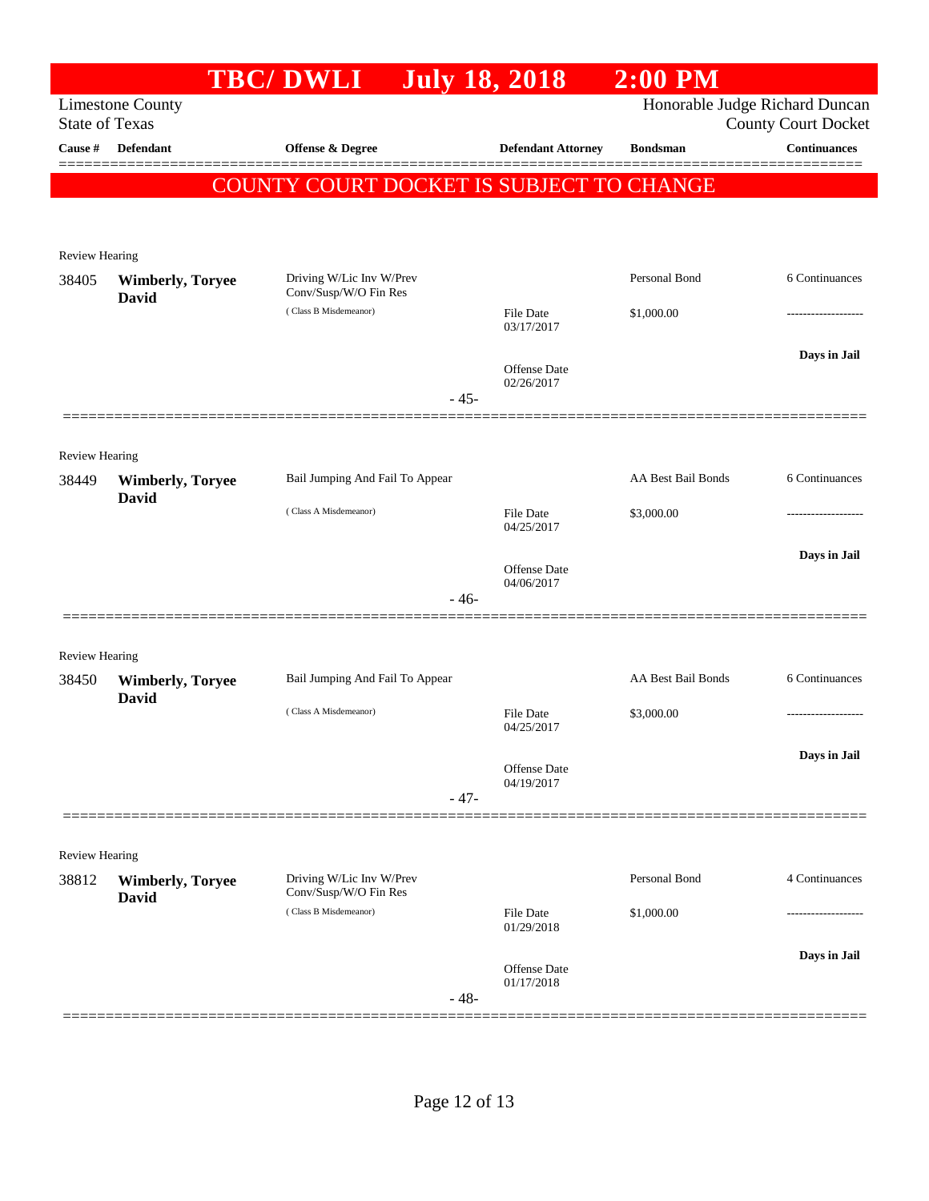# TBC/ DWLI July 18, 2018 2:00 PM

Limestone County
State of Texas

Honorable Judge Richard Duncan
County Court Docket

| Cause # | Defendant | Offense & Degree | Defendant Attorney | Bondsman | Continuances |
|---|---|---|---|---|---|

**COUNTY COURT DOCKET IS SUBJECT TO CHANGE**

Review Hearing

| Cause # | Defendant | Offense & Degree | Defendant Attorney | Bondsman | Continuances |
|---|---|---|---|---|---|
| 38405 | **Wimberly, Toryee David** | Driving W/Lic Inv W/Prev Conv/Susp/W/O Fin Res ( Class B Misdemeanor) | File Date 03/17/2017 Offense Date 02/26/2017 | Personal Bond $1,000.00 | 6 Continuances ------------------- **Days in Jail** |

- 45-

Review Hearing

| Cause # | Defendant | Offense & Degree | Defendant Attorney | Bondsman | Continuances |
|---|---|---|---|---|---|
| 38449 | **Wimberly, Toryee David** | Bail Jumping And Fail To Appear ( Class A Misdemeanor) | File Date 04/25/2017 Offense Date 04/06/2017 | AA Best Bail Bonds $3,000.00 | 6 Continuances ------------------- **Days in Jail** |

- 46-

Review Hearing

| Cause # | Defendant | Offense & Degree | Defendant Attorney | Bondsman | Continuances |
|---|---|---|---|---|---|
| 38450 | **Wimberly, Toryee David** | Bail Jumping And Fail To Appear ( Class A Misdemeanor) | File Date 04/25/2017 Offense Date 04/19/2017 | AA Best Bail Bonds $3,000.00 | 6 Continuances ------------------- **Days in Jail** |

- 47-

Review Hearing

| Cause # | Defendant | Offense & Degree | Defendant Attorney | Bondsman | Continuances |
|---|---|---|---|---|---|
| 38812 | **Wimberly, Toryee David** | Driving W/Lic Inv W/Prev Conv/Susp/W/O Fin Res ( Class B Misdemeanor) | File Date 01/29/2018 Offense Date 01/17/2018 | Personal Bond $1,000.00 | 4 Continuances ------------------- **Days in Jail** |

- 48-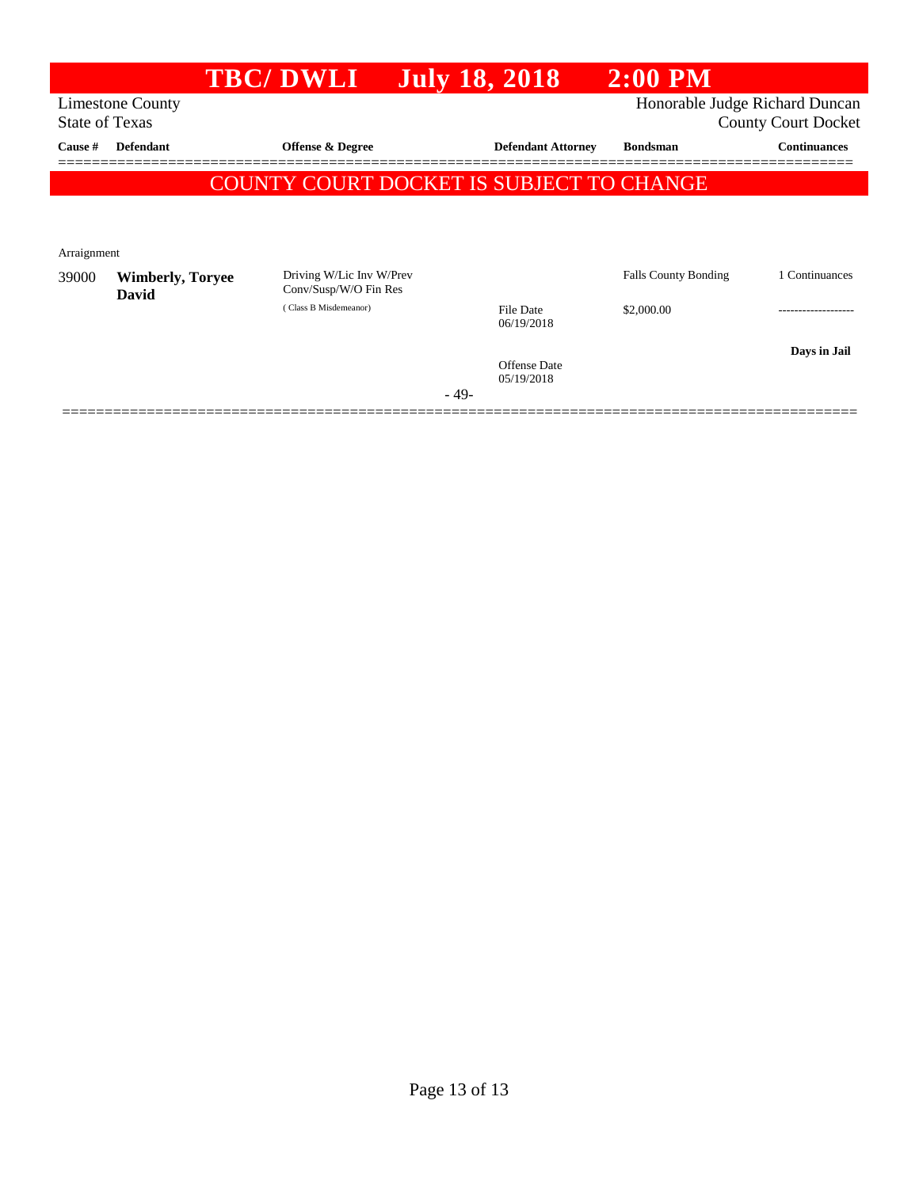# TBC/ DWLI July 18, 2018 2:00 PM

Limestone County
State of Texas

Honorable Judge Richard Duncan
County Court Docket

## COUNTY COURT DOCKET IS SUBJECT TO CHANGE

Arraignment

| Cause # | Defendant | Offense & Degree | Defendant Attorney | Bondsman | Continuances |
|---|---|---|---|---|---|
| 39000 | **Wimberly, Toryee David** | Driving W/Lic Inv W/Prev Conv/Susp/W/O Fin Res | | Falls County Bonding | 1 Continuances |
| | | ( Class B Misdemeanor) | File Date 06/19/2018 | $2,000.00 | ------------------- |
| | | | Offense Date 05/19/2018 | | **Days in Jail** |

- 49-